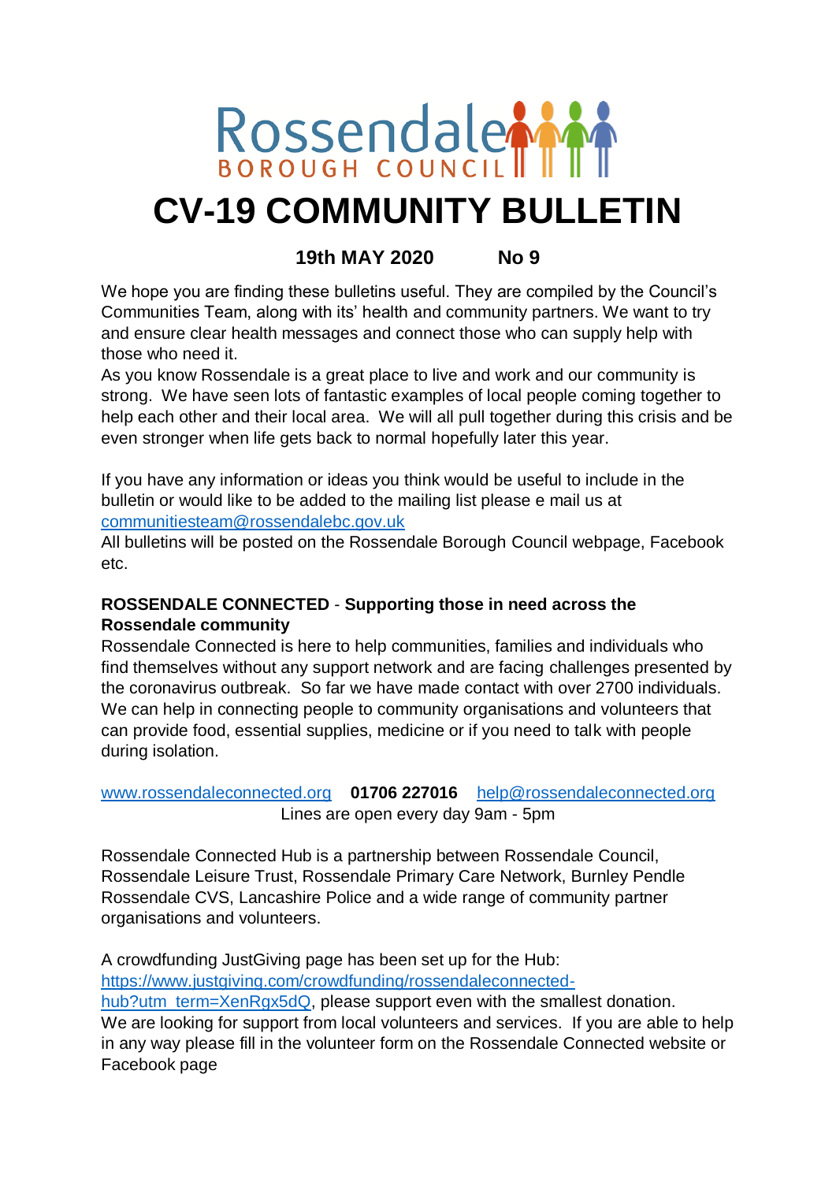Rossendale BOROUGH COUNCIL

# CV-19 COMMUNITY BULLETIN

**19th MAY 2020 No 9**

We hope you are finding these bulletins useful. They are compiled by the Council's Communities Team, along with its' health and community partners. We want to try and ensure clear health messages and connect those who can supply help with those who need it.
As you know Rossendale is a great place to live and work and our community is strong. We have seen lots of fantastic examples of local people coming together to help each other and their local area. We will all pull together during this crisis and be even stronger when life gets back to normal hopefully later this year.

If you have any information or ideas you think would be useful to include in the bulletin or would like to be added to the mailing list please e mail us at communitiesteam@rossendalebc.gov.uk
All bulletins will be posted on the Rossendale Borough Council webpage, Facebook etc.

**ROSSENDALE CONNECTED** - **Supporting those in need across the Rossendale community**
Rossendale Connected is here to help communities, families and individuals who find themselves without any support network and are facing challenges presented by the coronavirus outbreak. So far we have made contact with over 2700 individuals. We can help in connecting people to community organisations and volunteers that can provide food, essential supplies, medicine or if you need to talk with people during isolation.

www.rossendaleconnected.org **01706 227016** help@rossendaleconnected.org
Lines are open every day 9am - 5pm

Rossendale Connected Hub is a partnership between Rossendale Council, Rossendale Leisure Trust, Rossendale Primary Care Network, Burnley Pendle Rossendale CVS, Lancashire Police and a wide range of community partner organisations and volunteers.

A crowdfunding JustGiving page has been set up for the Hub:
https://www.justgiving.com/crowdfunding/rossendaleconnected-hub?utm_term=XenRgx5dQ, please support even with the smallest donation.
We are looking for support from local volunteers and services. If you are able to help in any way please fill in the volunteer form on the Rossendale Connected website or Facebook page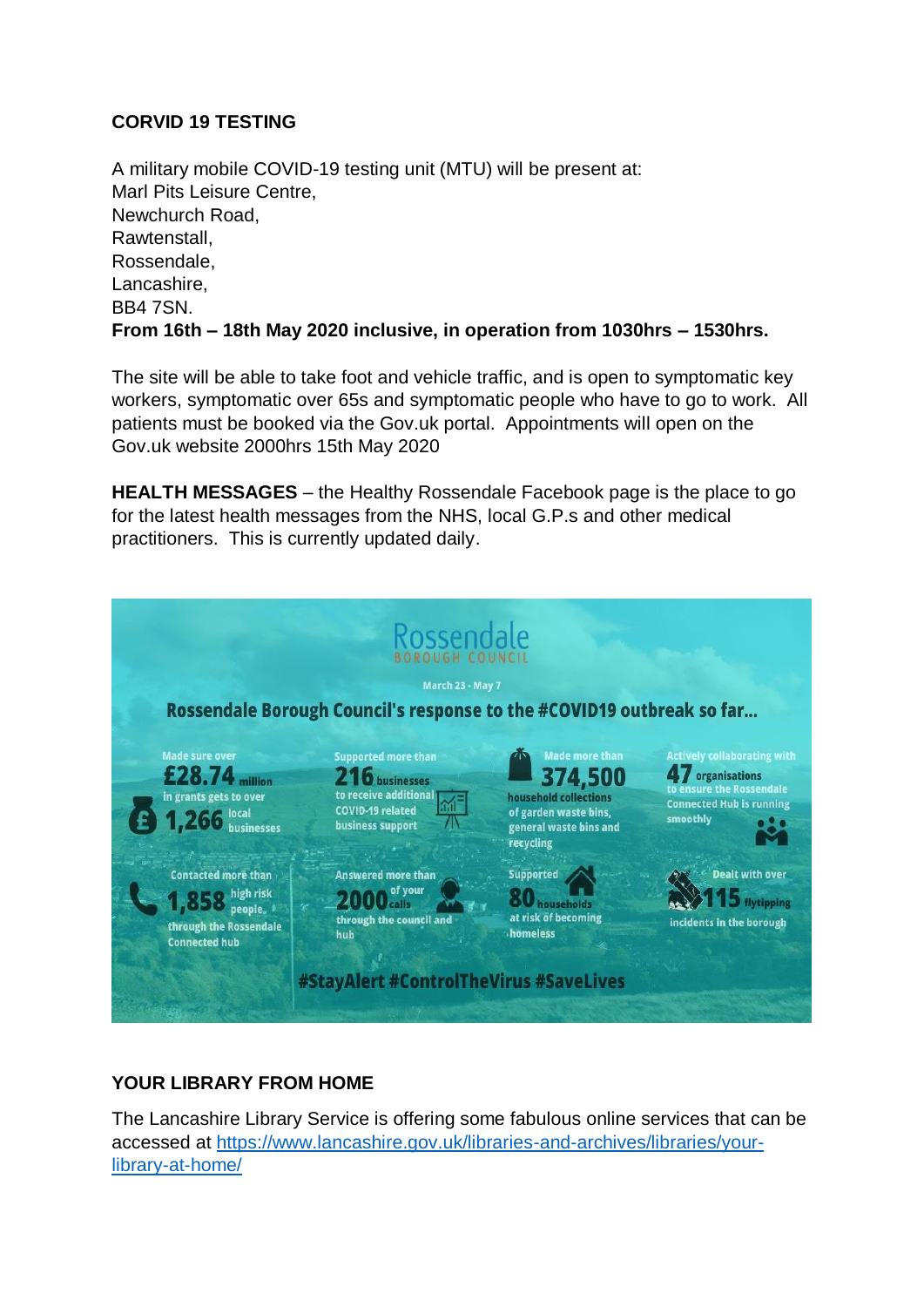**CORVID 19 TESTING**

A military mobile COVID-19 testing unit (MTU) will be present at:
Marl Pits Leisure Centre,
Newchurch Road,
Rawtenstall,
Rossendale,
Lancashire,
BB4 7SN.
**From 16th – 18th May 2020 inclusive, in operation from 1030hrs – 1530hrs.**

The site will be able to take foot and vehicle traffic, and is open to symptomatic key workers, symptomatic over 65s and symptomatic people who have to go to work. All patients must be booked via the Gov.uk portal. Appointments will open on the Gov.uk website 2000hrs 15th May 2020

**HEALTH MESSAGES** – the Healthy Rossendale Facebook page is the place to go for the latest health messages from the NHS, local G.P.s and other medical practitioners. This is currently updated daily.

Rossendale BOROUGH COUNCIL

March 23 - May 7

**Rossendale Borough Council's response to the #COVID19 outbreak so far...**

- Made sure over **£28.74 million** in grants gets to over **1,266** local businesses
- Supported more than **216** businesses to receive additional COVID-19 related business support
- Made more than **374,500** household collections of garden waste bins, general waste bins and recycling
- Actively collaborating with **47** organisations to ensure the Rossendale Connected Hub is running smoothly
- Contacted more than **1,858** high risk people, through the Rossendale Connected hub
- Answered more than **2000** of your calls through the council and hub
- Supported **80** households at risk of becoming homeless
- Dealt with over **115** flytipping incidents in the borough

**#StayAlert #ControlTheVirus #SaveLives**

**YOUR LIBRARY FROM HOME**

The Lancashire Library Service is offering some fabulous online services that can be accessed at https://www.lancashire.gov.uk/libraries-and-archives/libraries/your-library-at-home/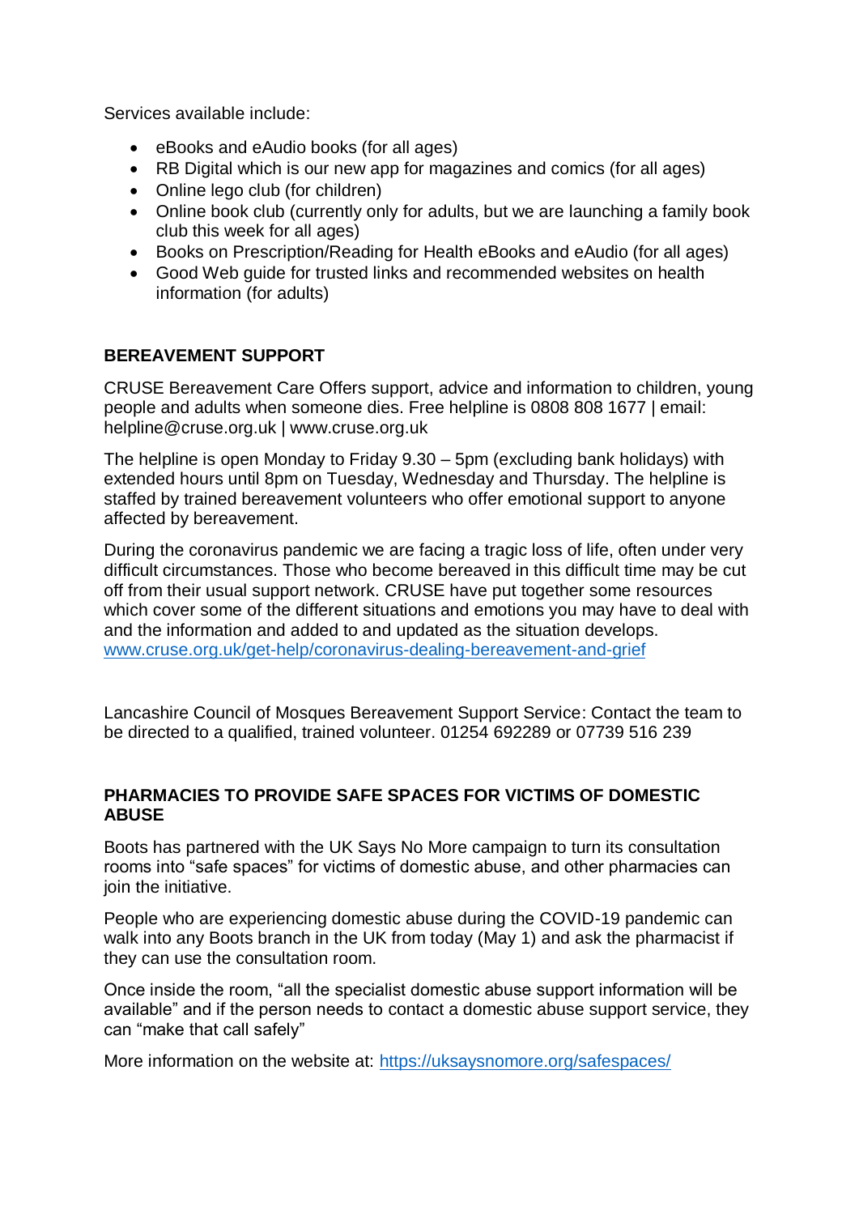Services available include:

- eBooks and eAudio books (for all ages)
- RB Digital which is our new app for magazines and comics (for all ages)
- Online lego club (for children)
- Online book club (currently only for adults, but we are launching a family book club this week for all ages)
- Books on Prescription/Reading for Health eBooks and eAudio (for all ages)
- Good Web guide for trusted links and recommended websites on health information (for adults)

## BEREAVEMENT SUPPORT

CRUSE Bereavement Care Offers support, advice and information to children, young people and adults when someone dies. Free helpline is 0808 808 1677 | email: helpline@cruse.org.uk | www.cruse.org.uk

The helpline is open Monday to Friday 9.30 – 5pm (excluding bank holidays) with extended hours until 8pm on Tuesday, Wednesday and Thursday. The helpline is staffed by trained bereavement volunteers who offer emotional support to anyone affected by bereavement.

During the coronavirus pandemic we are facing a tragic loss of life, often under very difficult circumstances. Those who become bereaved in this difficult time may be cut off from their usual support network. CRUSE have put together some resources which cover some of the different situations and emotions you may have to deal with and the information and added to and updated as the situation develops. [www.cruse.org.uk/get-help/coronavirus-dealing-bereavement-and-grief](www.cruse.org.uk/get-help/coronavirus-dealing-bereavement-and-grief)

Lancashire Council of Mosques Bereavement Support Service: Contact the team to be directed to a qualified, trained volunteer. 01254 692289 or 07739 516 239

## PHARMACIES TO PROVIDE SAFE SPACES FOR VICTIMS OF DOMESTIC ABUSE

Boots has partnered with the UK Says No More campaign to turn its consultation rooms into "safe spaces" for victims of domestic abuse, and other pharmacies can join the initiative.

People who are experiencing domestic abuse during the COVID-19 pandemic can walk into any Boots branch in the UK from today (May 1) and ask the pharmacist if they can use the consultation room.

Once inside the room, "all the specialist domestic abuse support information will be available" and if the person needs to contact a domestic abuse support service, they can "make that call safely"

More information on the website at: [https://uksaysnomore.org/safespaces/](https://uksaysnomore.org/safespaces/)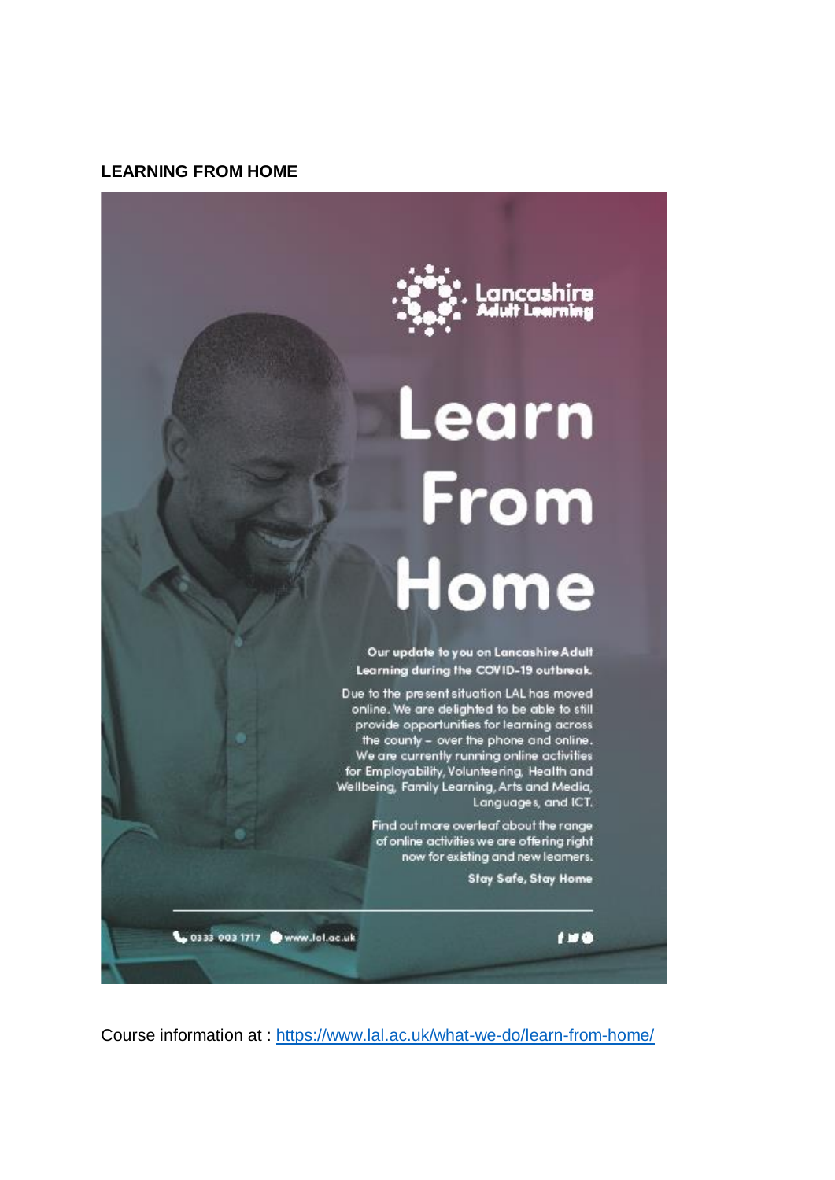**LEARNING FROM HOME**

Lancashire Adult Learning

# Learn From Home

**Our update to you on Lancashire Adult Learning during the COVID-19 outbreak.**

Due to the present situation LAL has moved online. We are delighted to be able to still provide opportunities for learning across the county – over the phone and online. We are currently running online activities for Employability, Volunteering, Health and Wellbeing, Family Learning, Arts and Media, Languages, and ICT.

Find out more overleaf about the range of online activities we are offering right now for existing and new learners.

**Stay Safe, Stay Home**

0333 003 1717 www.lal.ac.uk

Course information at : https://www.lal.ac.uk/what-we-do/learn-from-home/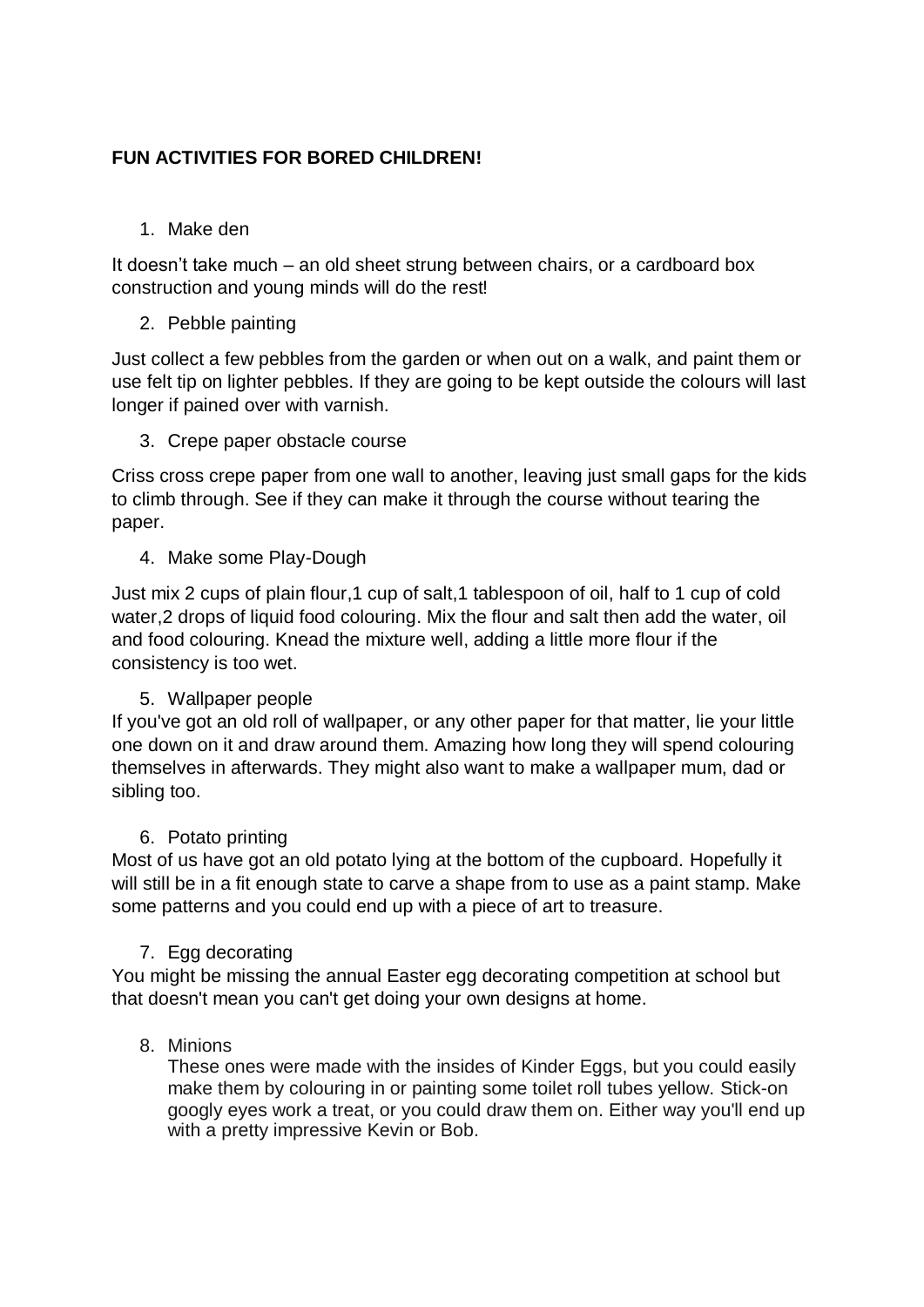**FUN ACTIVITIES FOR BORED CHILDREN!**

1. Make den

It doesn't take much – an old sheet strung between chairs, or a cardboard box construction and young minds will do the rest!

2. Pebble painting

Just collect a few pebbles from the garden or when out on a walk, and paint them or use felt tip on lighter pebbles. If they are going to be kept outside the colours will last longer if pained over with varnish.

3. Crepe paper obstacle course

Criss cross crepe paper from one wall to another, leaving just small gaps for the kids to climb through. See if they can make it through the course without tearing the paper.

4. Make some Play-Dough

Just mix 2 cups of plain flour,1 cup of salt,1 tablespoon of oil, half to 1 cup of cold water,2 drops of liquid food colouring. Mix the flour and salt then add the water, oil and food colouring. Knead the mixture well, adding a little more flour if the consistency is too wet.

5. Wallpaper people

If you've got an old roll of wallpaper, or any other paper for that matter, lie your little one down on it and draw around them. Amazing how long they will spend colouring themselves in afterwards. They might also want to make a wallpaper mum, dad or sibling too.

6. Potato printing

Most of us have got an old potato lying at the bottom of the cupboard. Hopefully it will still be in a fit enough state to carve a shape from to use as a paint stamp. Make some patterns and you could end up with a piece of art to treasure.

7. Egg decorating

You might be missing the annual Easter egg decorating competition at school but that doesn't mean you can't get doing your own designs at home.

8. Minions

   These ones were made with the insides of Kinder Eggs, but you could easily make them by colouring in or painting some toilet roll tubes yellow. Stick-on googly eyes work a treat, or you could draw them on. Either way you'll end up with a pretty impressive Kevin or Bob.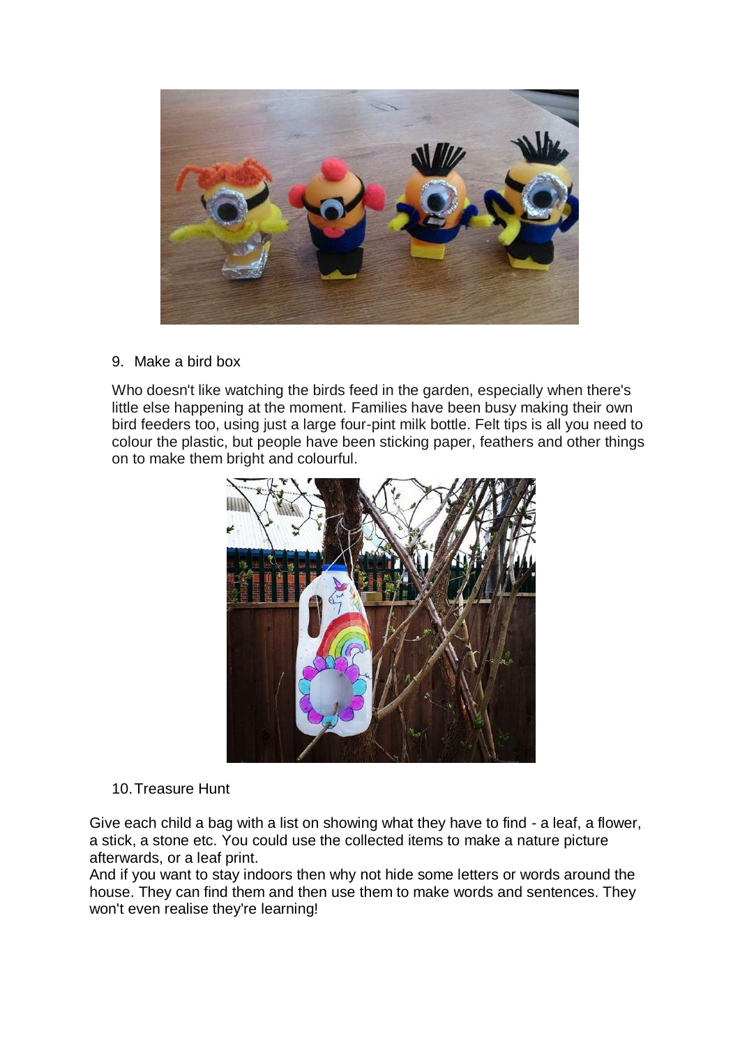9. Make a bird box

Who doesn't like watching the birds feed in the garden, especially when there's little else happening at the moment. Families have been busy making their own bird feeders too, using just a large four-pint milk bottle. Felt tips is all you need to colour the plastic, but people have been sticking paper, feathers and other things on to make them bright and colourful.

10. Treasure Hunt

Give each child a bag with a list on showing what they have to find - a leaf, a flower, a stick, a stone etc. You could use the collected items to make a nature picture afterwards, or a leaf print.
And if you want to stay indoors then why not hide some letters or words around the house. They can find them and then use them to make words and sentences. They won't even realise they're learning!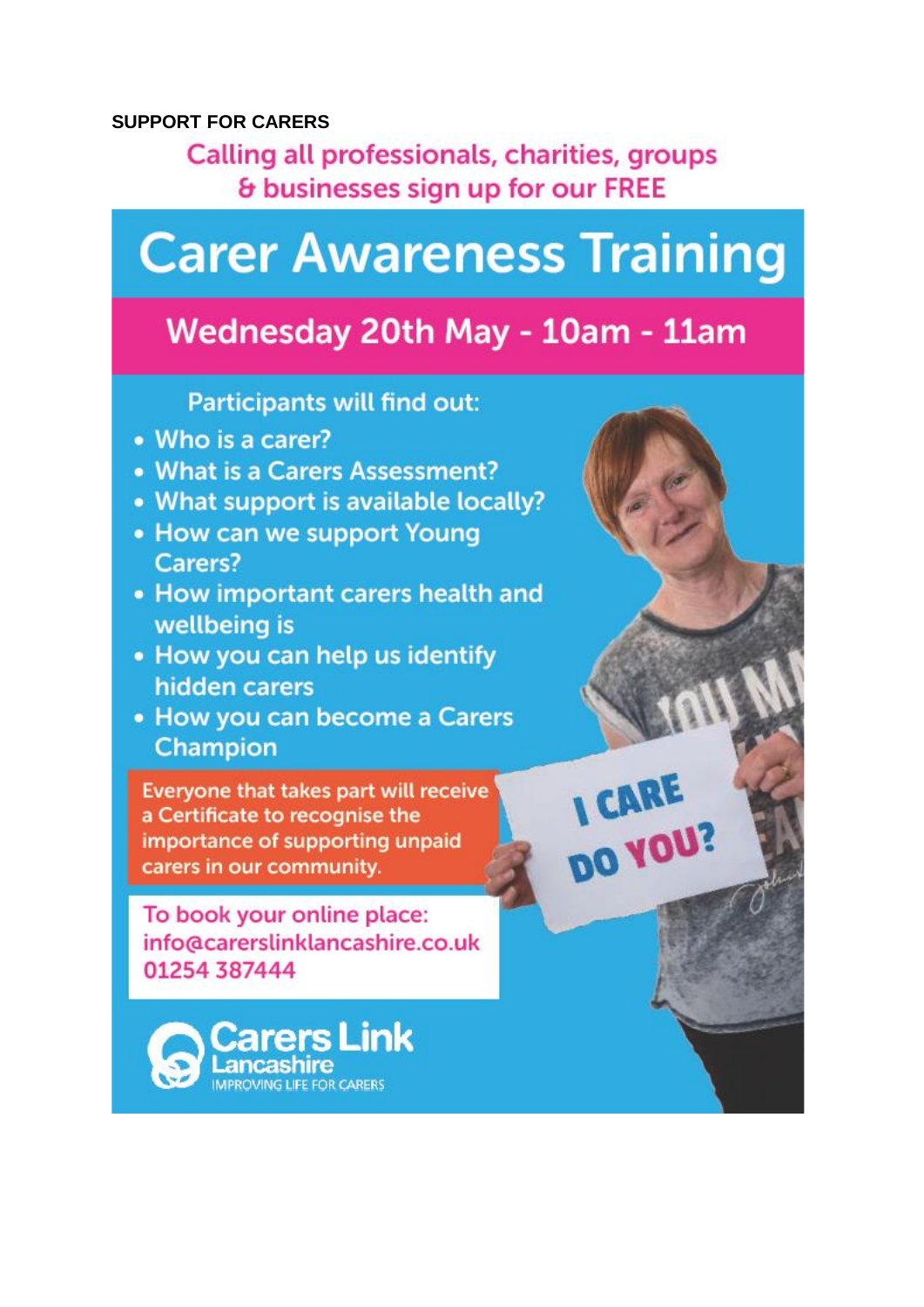**SUPPORT FOR CARERS**

Calling all professionals, charities, groups & businesses sign up for our FREE

# Carer Awareness Training

## Wednesday 20th May - 10am - 11am

Participants will find out:

- Who is a carer?
- What is a Carers Assessment?
- What support is available locally?
- How can we support Young Carers?
- How important carers health and wellbeing is
- How you can help us identify hidden carers
- How you can become a Carers Champion

Everyone that takes part will receive a Certificate to recognise the importance of supporting unpaid carers in our community.

To book your online place:
info@carerslinklancashire.co.uk
01254 387444

I CARE DO YOU?

Carers Link Lancashire
IMPROVING LIFE FOR CARERS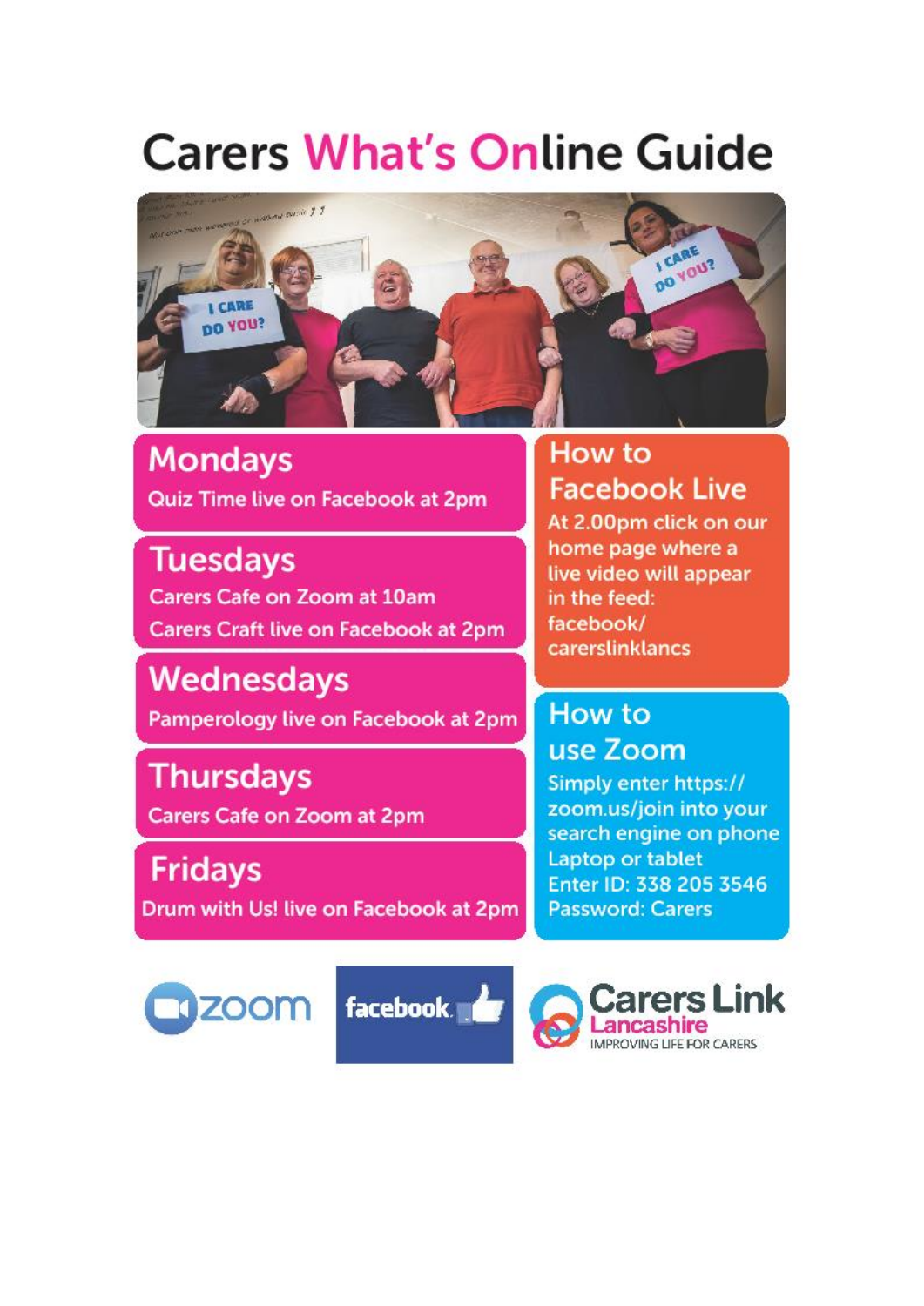# Carers What's Online Guide

## Mondays

Quiz Time live on Facebook at 2pm

## Tuesdays

Carers Cafe on Zoom at 10am

Carers Craft live on Facebook at 2pm

## Wednesdays

Pamperology live on Facebook at 2pm

## Thursdays

Carers Cafe on Zoom at 2pm

## Fridays

Drum with Us! live on Facebook at 2pm

## How to Facebook Live

At 2.00pm click on our home page where a live video will appear in the feed: facebook/carerslinklancs

## How to use Zoom

Simply enter https://zoom.us/join into your search engine on phone Laptop or tablet

Enter ID: 338 205 3546

Password: Carers

zoom

facebook

Carers Link Lancashire

IMPROVING LIFE FOR CARERS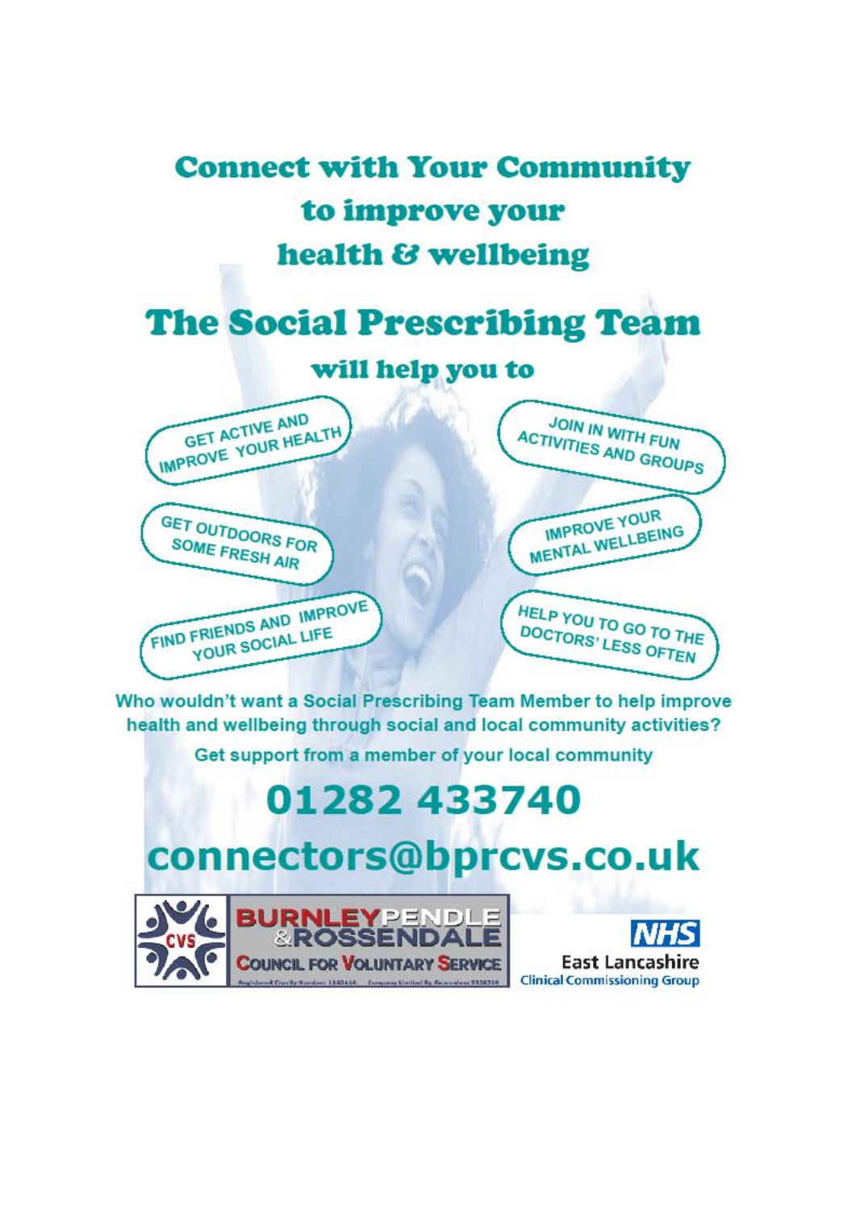# Connect with Your Community to improve your health & wellbeing

## The Social Prescribing Team

### will help you to

- GET ACTIVE AND IMPROVE YOUR HEALTH
- JOIN IN WITH FUN ACTIVITIES AND GROUPS
- GET OUTDOORS FOR SOME FRESH AIR
- IMPROVE YOUR MENTAL WELLBEING
- FIND FRIENDS AND IMPROVE YOUR SOCIAL LIFE
- HELP YOU TO GO TO THE DOCTORS' LESS OFTEN

**Who wouldn't want a Social Prescribing Team Member to help improve health and wellbeing through social and local community activities?**

**Get support from a member of your local community**

# 01282 433740

# connectors@bprcvs.co.uk

CVS BURNLEY PENDLE & ROSSENDALE COUNCIL FOR VOLUNTARY SERVICE

NHS East Lancashire Clinical Commissioning Group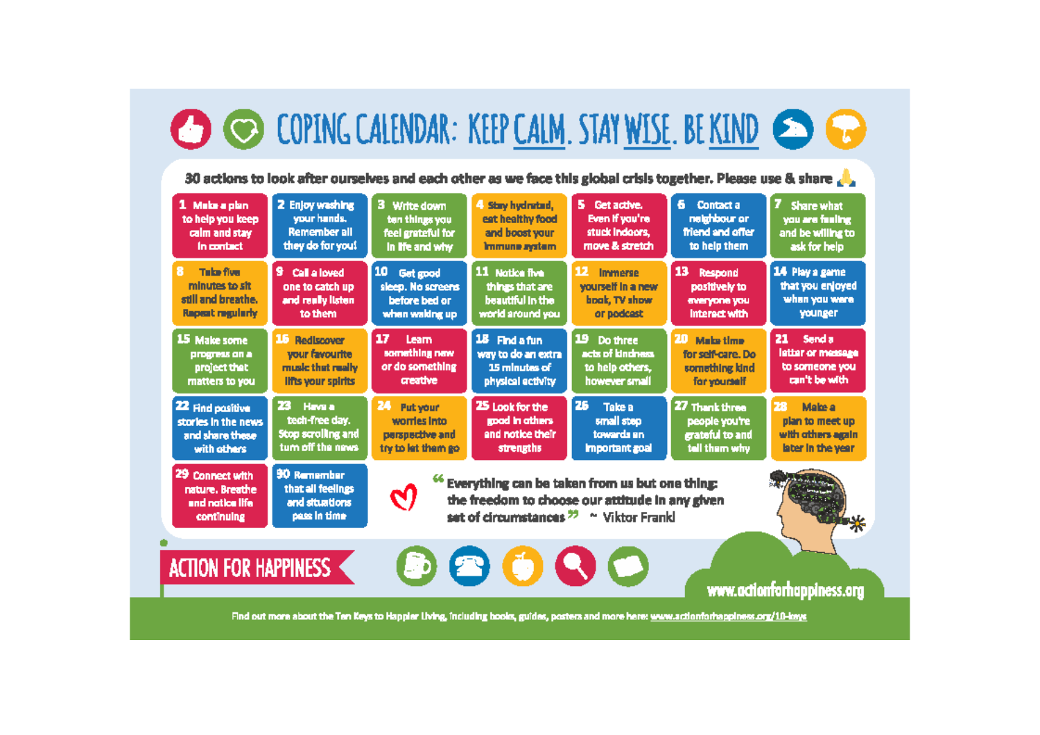# COPING CALENDAR: KEEP CALM. STAY WISE. BE KIND

**30 actions to look after ourselves and each other as we face this global crisis together. Please use & share 🙏**

| | | | | | | |
|---|---|---|---|---|---|---|
| 1 Make a plan to help you keep calm and stay in contact | 2 Enjoy washing your hands. Remember all they do for you! | 3 Write down ten things you feel grateful for in life and why | 4 Stay hydrated, eat healthy food and boost your immune system | 5 Get active. Even if you're stuck indoors, move & stretch | 6 Contact a neighbour or friend and offer to help them | 7 Share what you are feeling and be willing to ask for help |
| 8 Take five minutes to sit still and breathe. Repeat regularly | 9 Call a loved one to catch up and really listen to them | 10 Get good sleep. No screens before bed or when waking up | 11 Notice five things that are beautiful in the world around you | 12 Immerse yourself in a new book, TV show or podcast | 13 Respond positively to everyone you interact with | 14 Play a game that you enjoyed when you were younger |
| 15 Make some progress on a project that matters to you | 16 Rediscover your favourite music that really lifts your spirits | 17 Learn something new or do something creative | 18 Find a fun way to do an extra 15 minutes of physical activity | 19 Do three acts of kindness to help others, however small | 20 Make time for self-care. Do something kind for yourself | 21 Send a letter or message to someone you can't be with |
| 22 Find positive stories in the news and share these with others | 23 Have a tech-free day. Stop scrolling and turn off the news | 24 Put your worries into perspective and try to let them go | 25 Look for the good in others and notice their strengths | 26 Take a small step towards an important goal | 27 Thank three people you're grateful to and tell them why | 28 Make a plan to meet up with others again later in the year |
| 29 Connect with nature. Breathe and notice life continuing | 30 Remember that all feelings and situations pass in time | | | | | |

"Everything can be taken from us but one thing: the freedom to choose our attitude in any given set of circumstances" ~ Viktor Frankl

ACTION FOR HAPPINESS

www.actionforhappiness.org

Find out more about the Ten Keys to Happier Living, including books, guides, posters and more here: www.actionforhappiness.org/10-keys